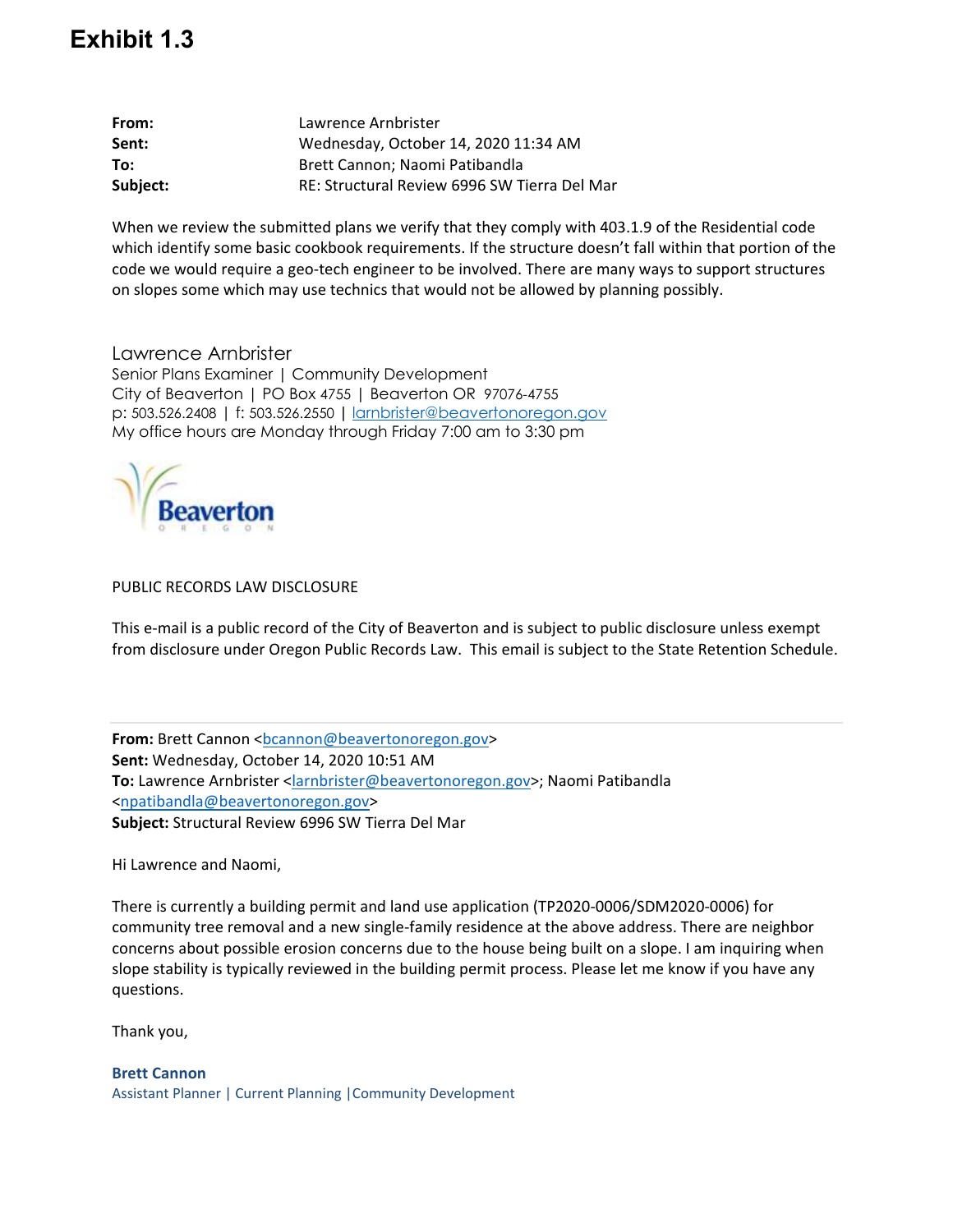# Exhibit 1.3

**From:** Lawrence Arnbrister
**Sent:** Wednesday, October 14, 2020 11:34 AM
**To:** Brett Cannon; Naomi Patibandla
**Subject:** RE: Structural Review 6996 SW Tierra Del Mar

When we review the submitted plans we verify that they comply with 403.1.9 of the Residential code which identify some basic cookbook requirements. If the structure doesn't fall within that portion of the code we would require a geo-tech engineer to be involved. There are many ways to support structures on slopes some which may use technics that would not be allowed by planning possibly.

Lawrence Arnbrister
Senior Plans Examiner | Community Development
City of Beaverton | PO Box 4755 | Beaverton OR 97076-4755
p: 503.526.2408 | f: 503.526.2550 | larnbrister@beavertonoregon.gov
My office hours are Monday through Friday 7:00 am to 3:30 pm

Beaverton OREGON

PUBLIC RECORDS LAW DISCLOSURE

This e-mail is a public record of the City of Beaverton and is subject to public disclosure unless exempt from disclosure under Oregon Public Records Law. This email is subject to the State Retention Schedule.

---

**From:** Brett Cannon <bcannon@beavertonoregon.gov>
**Sent:** Wednesday, October 14, 2020 10:51 AM
**To:** Lawrence Arnbrister <larnbrister@beavertonoregon.gov>; Naomi Patibandla <npatibandla@beavertonoregon.gov>
**Subject:** Structural Review 6996 SW Tierra Del Mar

Hi Lawrence and Naomi,

There is currently a building permit and land use application (TP2020-0006/SDM2020-0006) for community tree removal and a new single-family residence at the above address. There are neighbor concerns about possible erosion concerns due to the house being built on a slope. I am inquiring when slope stability is typically reviewed in the building permit process. Please let me know if you have any questions.

Thank you,

**Brett Cannon**
Assistant Planner | Current Planning | Community Development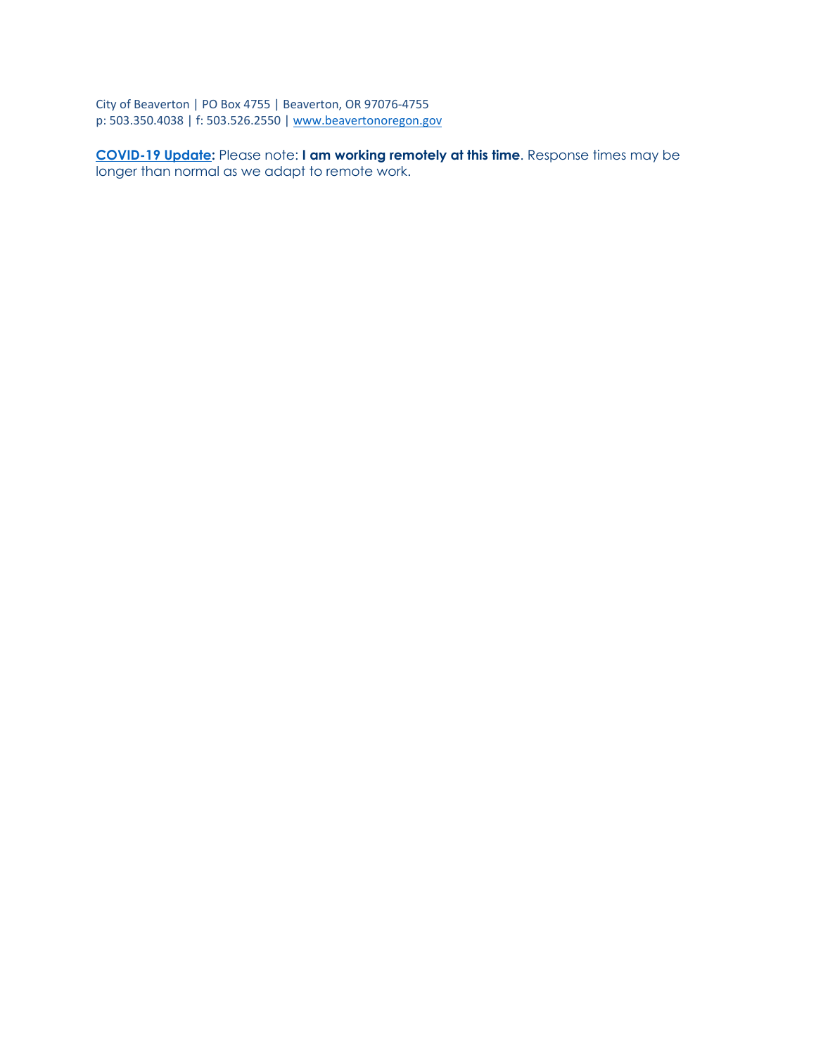City of Beaverton | PO Box 4755 | Beaverton, OR 97076-4755
p: 503.350.4038 | f: 503.526.2550 | www.beavertonoregon.gov

**COVID-19 Update:** Please note: **I am working remotely at this time**. Response times may be longer than normal as we adapt to remote work.